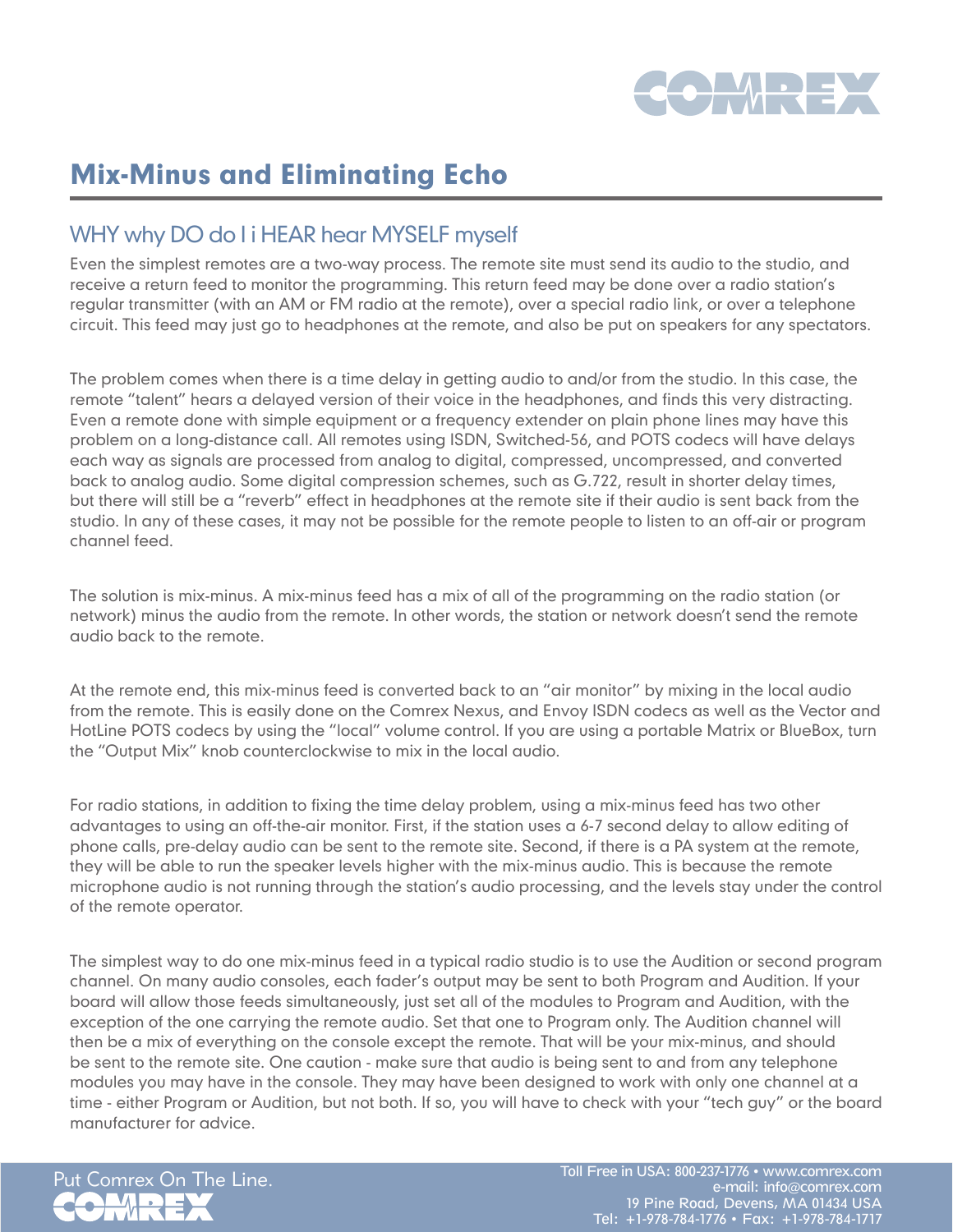# Mix-Minus and Eliminating Echo

## WHY why DO do I i HEAR hear MYSELF myself

Even the simplest remotes are a two-way process. The remote site must send its audio to the studio, and receive a return feed to monitor the programming. This return feed may be done over a radio station's regular transmitter (with an AM or FM radio at the remote), over a special radio link, or over a telephone circuit. This feed may just go to headphones at the remote, and also be put on speakers for any spectators.

The problem comes when there is a time delay in getting audio to and/or from the studio. In this case, the remote "talent" hears a delayed version of their voice in the headphones, and finds this very distracting. Even a remote done with simple equipment or a frequency extender on plain phone lines may have this problem on a long-distance call. All remotes using ISDN, Switched-56, and POTS codecs will have delays each way as signals are processed from analog to digital, compressed, uncompressed, and converted back to analog audio. Some digital compression schemes, such as G.722, result in shorter delay times, but there will still be a "reverb" effect in headphones at the remote site if their audio is sent back from the studio. In any of these cases, it may not be possible for the remote people to listen to an off-air or program channel feed.

The solution is mix-minus. A mix-minus feed has a mix of all of the programming on the radio station (or network) minus the audio from the remote. In other words, the station or network doesn't send the remote audio back to the remote.

At the remote end, this mix-minus feed is converted back to an "air monitor" by mixing in the local audio from the remote. This is easily done on the Comrex Nexus, and Envoy ISDN codecs as well as the Vector and HotLine POTS codecs by using the "local" volume control. If you are using a portable Matrix or BlueBox, turn the "Output Mix" knob counterclockwise to mix in the local audio.

For radio stations, in addition to fixing the time delay problem, using a mix-minus feed has two other advantages to using an off-the-air monitor. First, if the station uses a 6-7 second delay to allow editing of phone calls, pre-delay audio can be sent to the remote site. Second, if there is a PA system at the remote, they will be able to run the speaker levels higher with the mix-minus audio. This is because the remote microphone audio is not running through the station's audio processing, and the levels stay under the control of the remote operator.

The simplest way to do one mix-minus feed in a typical radio studio is to use the Audition or second program channel. On many audio consoles, each fader's output may be sent to both Program and Audition. If your board will allow those feeds simultaneously, just set all of the modules to Program and Audition, with the exception of the one carrying the remote audio. Set that one to Program only. The Audition channel will then be a mix of everything on the console except the remote. That will be your mix-minus, and should be sent to the remote site. One caution - make sure that audio is being sent to and from any telephone modules you may have in the console. They may have been designed to work with only one channel at a time - either Program or Audition, but not both. If so, you will have to check with your "tech guy" or the board manufacturer for advice.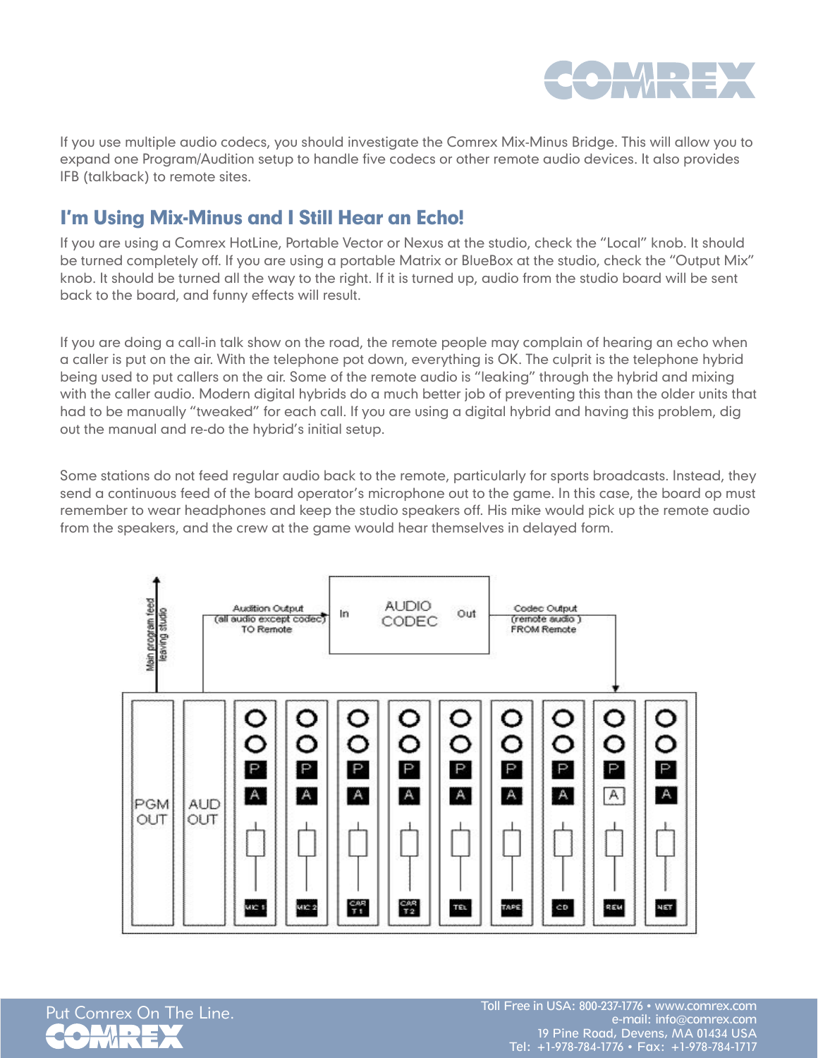If you use multiple audio codecs, you should investigate the Comrex Mix-Minus Bridge. This will allow you to expand one Program/Audition setup to handle five codecs or other remote audio devices. It also provides IFB (talkback) to remote sites.

## I'm Using Mix-Minus and I Still Hear an Echo!

If you are using a Comrex HotLine, Portable Vector or Nexus at the studio, check the "Local" knob. It should be turned completely off. If you are using a portable Matrix or BlueBox at the studio, check the "Output Mix" knob. It should be turned all the way to the right. If it is turned up, audio from the studio board will be sent back to the board, and funny effects will result.

If you are doing a call-in talk show on the road, the remote people may complain of hearing an echo when a caller is put on the air. With the telephone pot down, everything is OK. The culprit is the telephone hybrid being used to put callers on the air. Some of the remote audio is "leaking" through the hybrid and mixing with the caller audio. Modern digital hybrids do a much better job of preventing this than the older units that had to be manually "tweaked" for each call. If you are using a digital hybrid and having this problem, dig out the manual and re-do the hybrid's initial setup.

Some stations do not feed regular audio back to the remote, particularly for sports broadcasts. Instead, they send a continuous feed of the board operator's microphone out to the game. In this case, the board op must remember to wear headphones and keep the studio speakers off. His mike would pick up the remote audio from the speakers, and the crew at the game would hear themselves in delayed form.

Main program feed leaving studio

Audition Output (all audio except codec) TO Remote

In AUDIO CODEC Out

Codec Output (remote audio) FROM Remote

PGM OUT

AUD OUT

P A MIC 1

P A MIC 2

P A CART 1

P A CART 2

P A TEL

P A TAPE

P A CD

P A REM

P A NET